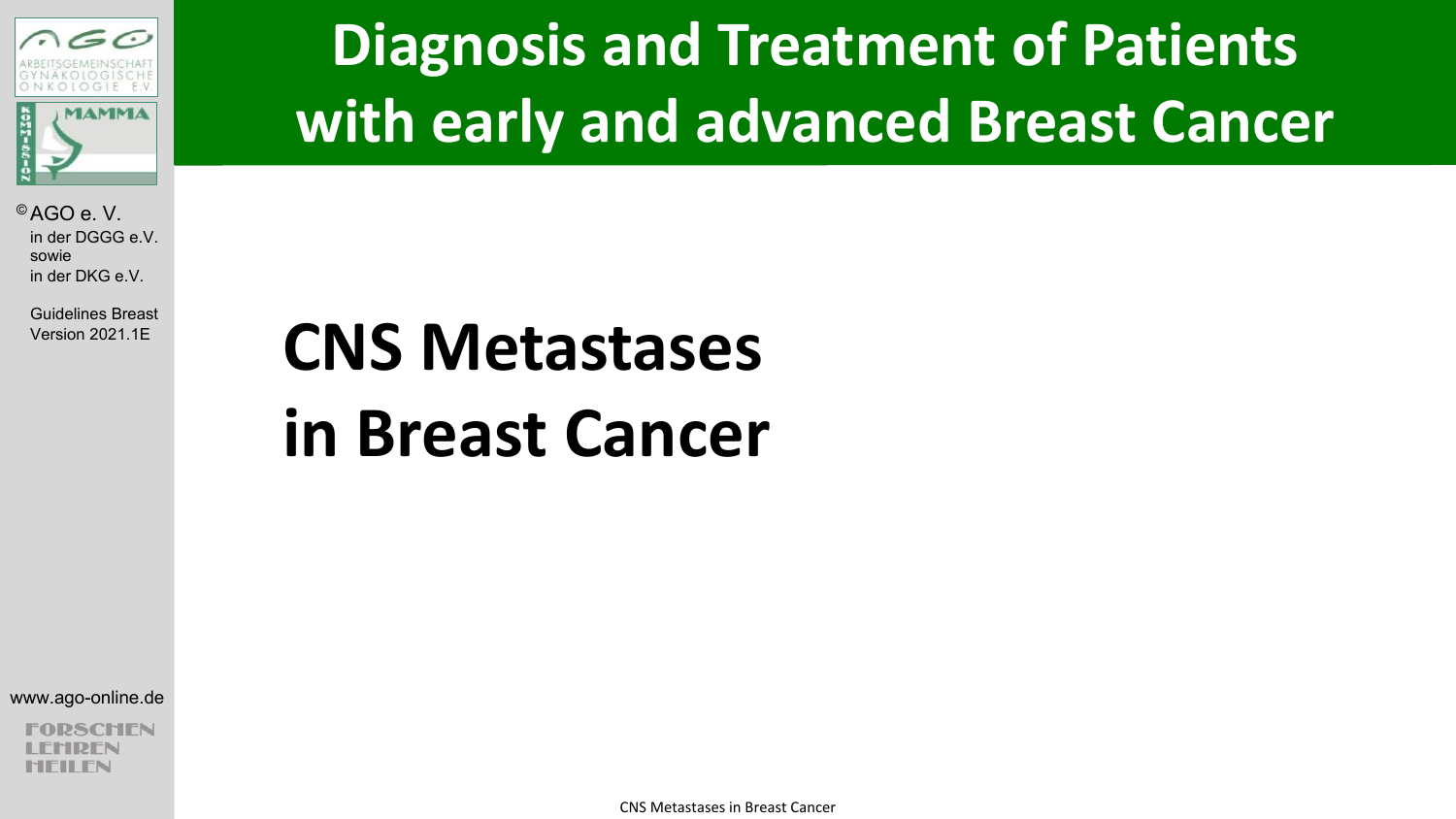# Diagnosis and Treatment of Patients with early and advanced Breast Cancer

© AGO e. V.
in der DGGG e.V.
sowie
in der DKG e.V.

Guidelines Breast
Version 2021.1E

## CNS Metastases in Breast Cancer

www.ago-online.de

FORSCHEN
LEHREN
HEILEN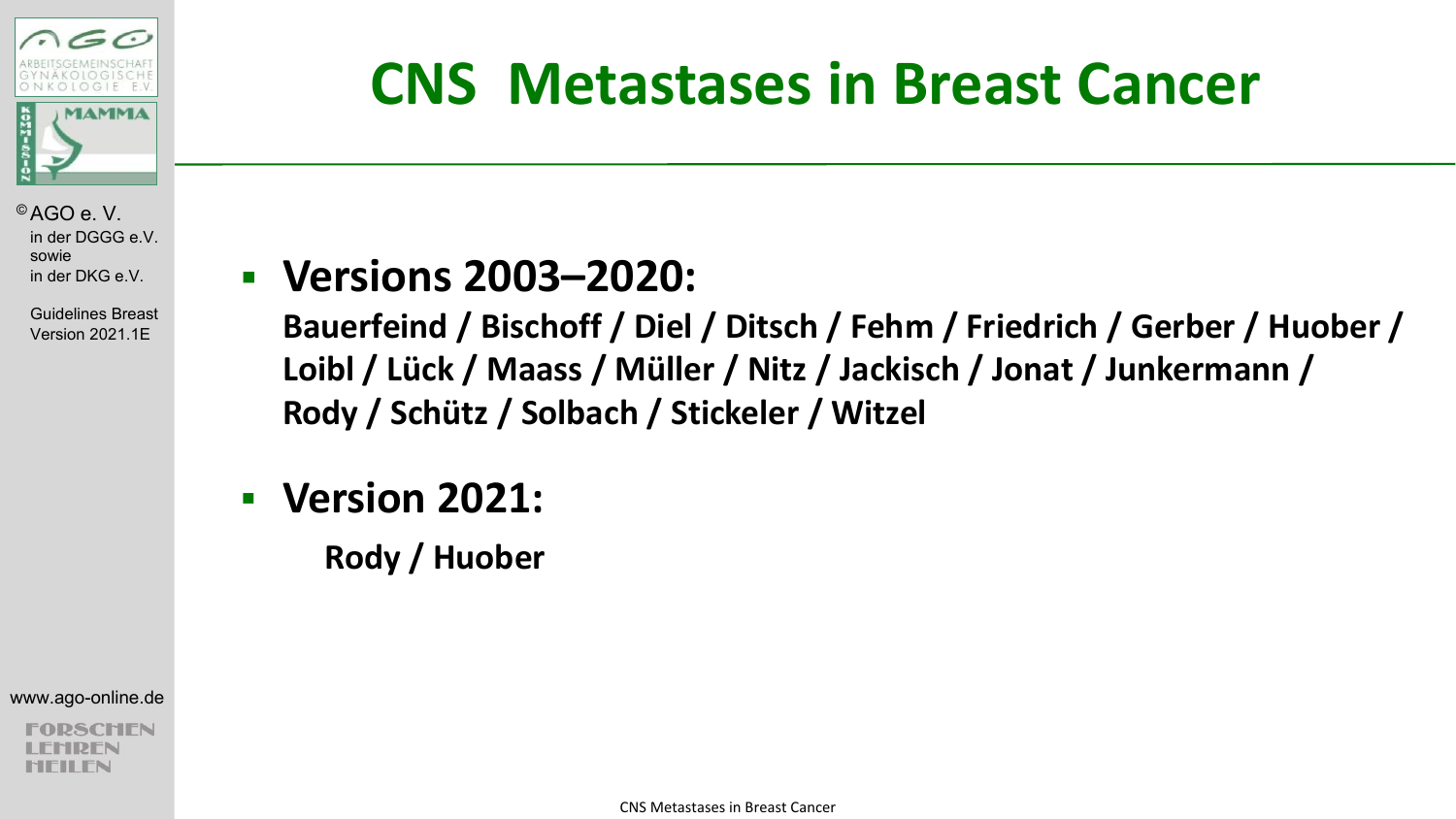# CNS Metastases in Breast Cancer

- **Versions 2003–2020:**
  **Bauerfeind / Bischoff / Diel / Ditsch / Fehm / Friedrich / Gerber / Huober / Loibl / Lück / Maass / Müller / Nitz / Jackisch / Jonat / Junkermann / Rody / Schütz / Solbach / Stickeler / Witzel**

- **Version 2021:**
  **Rody / Huober**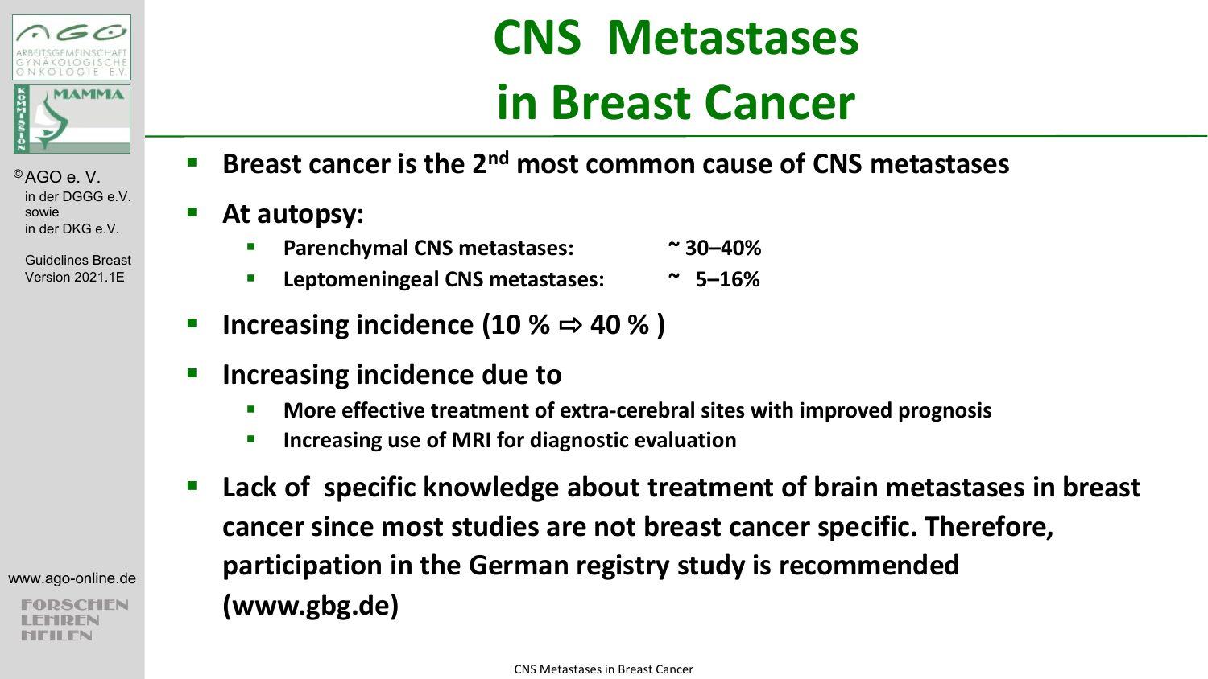# CNS Metastases in Breast Cancer

- **Breast cancer is the 2nd most common cause of CNS metastases**
- **At autopsy:**
  - **Parenchymal CNS metastases: ~ 30–40%**
  - **Leptomeningeal CNS metastases: ~ 5–16%**
- **Increasing incidence (10 % ⇨ 40 % )**
- **Increasing incidence due to**
  - **More effective treatment of extra-cerebral sites with improved prognosis**
  - **Increasing use of MRI for diagnostic evaluation**
- **Lack of specific knowledge about treatment of brain metastases in breast cancer since most studies are not breast cancer specific. Therefore, participation in the German registry study is recommended (www.gbg.de)**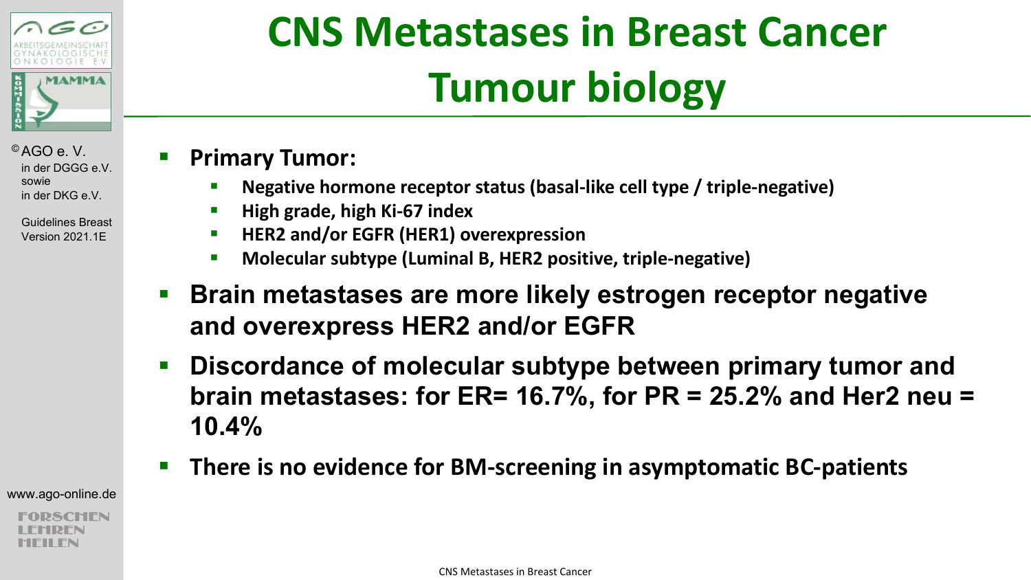# CNS Metastases in Breast Cancer Tumour biology

- **Primary Tumor:**
  - **Negative hormone receptor status (basal-like cell type / triple-negative)**
  - **High grade, high Ki-67 index**
  - **HER2 and/or EGFR (HER1) overexpression**
  - **Molecular subtype (Luminal B, HER2 positive, triple-negative)**
- **Brain metastases are more likely estrogen receptor negative and overexpress HER2 and/or EGFR**
- **Discordance of molecular subtype between primary tumor and brain metastases: for ER= 16.7%, for PR = 25.2% and Her2 neu = 10.4%**
- **There is no evidence for BM-screening in asymptomatic BC-patients**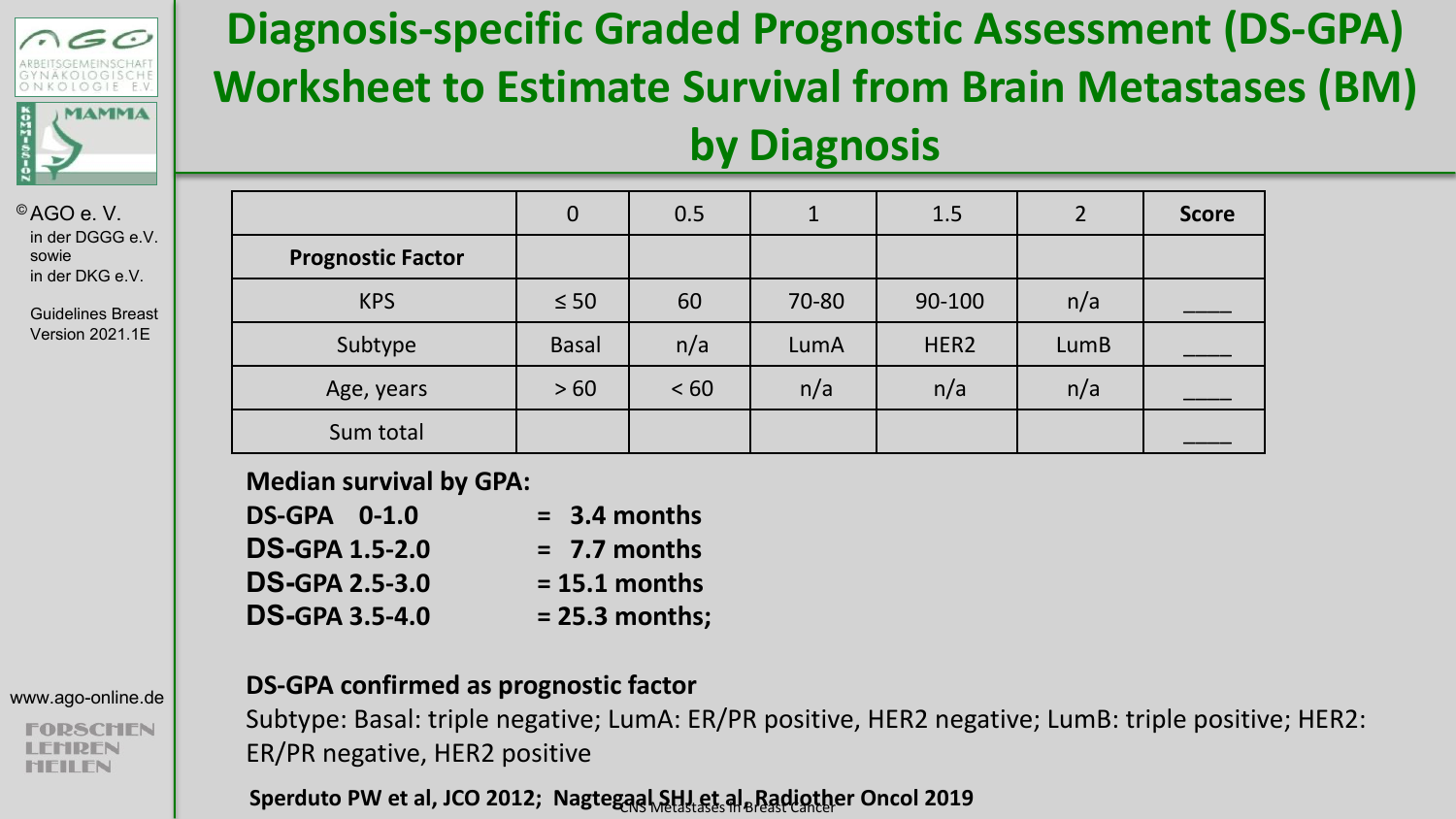# Diagnosis-specific Graded Prognostic Assessment (DS-GPA) Worksheet to Estimate Survival from Brain Metastases (BM) by Diagnosis

| | 0 | 0.5 | 1 | 1.5 | 2 | Score |
|---|---|---|---|---|---|---|
| **Prognostic Factor** | | | | | | |
| KPS | ≤ 50 | 60 | 70-80 | 90-100 | n/a | ____ |
| Subtype | Basal | n/a | LumA | HER2 | LumB | ____ |
| Age, years | > 60 | < 60 | n/a | n/a | n/a | ____ |
| Sum total | | | | | | ____ |

**Median survival by GPA:**

**DS-GPA 0-1.0 = 3.4 months**
**DS-GPA 1.5-2.0 = 7.7 months**
**DS-GPA 2.5-3.0 = 15.1 months**
**DS-GPA 3.5-4.0 = 25.3 months;**

**DS-GPA confirmed as prognostic factor**

Subtype: Basal: triple negative; LumA: ER/PR positive, HER2 negative; LumB: triple positive; HER2: ER/PR negative, HER2 positive

**Sperduto PW et al, JCO 2012; Nagtegaal SHJ et al, Radiother Oncol 2019**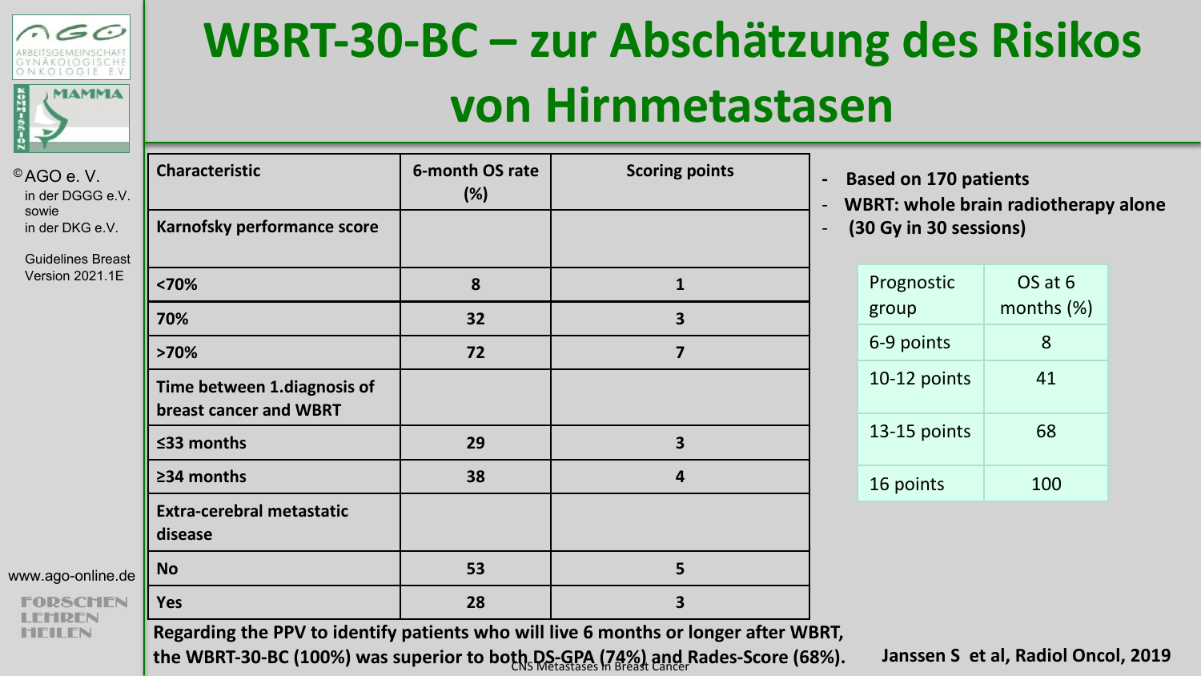# WBRT-30-BC – zur Abschätzung des Risikos von Hirnmetastasen

| Characteristic | 6-month OS rate (%) | Scoring points |
|---|---|---|
| **Karnofsky performance score** | | |
| <70% | 8 | 1 |
| 70% | 32 | 3 |
| >70% | 72 | 7 |
| **Time between 1.diagnosis of breast cancer and WBRT** | | |
| ≤33 months | 29 | 3 |
| ≥34 months | 38 | 4 |
| **Extra-cerebral metastatic disease** | | |
| No | 53 | 5 |
| Yes | 28 | 3 |

**Regarding the PPV to identify patients who will live 6 months or longer after WBRT, the WBRT-30-BC (100%) was superior to both DS-GPA (74%) and Rades-Score (68%).**

- **Based on 170 patients**
- **WBRT: whole brain radiotherapy alone**
- **(30 Gy in 30 sessions)**

| Prognostic group | OS at 6 months (%) |
|---|---|
| 6-9 points | 8 |
| 10-12 points | 41 |
| 13-15 points | 68 |
| 16 points | 100 |

**Janssen S et al, Radiol Oncol, 2019**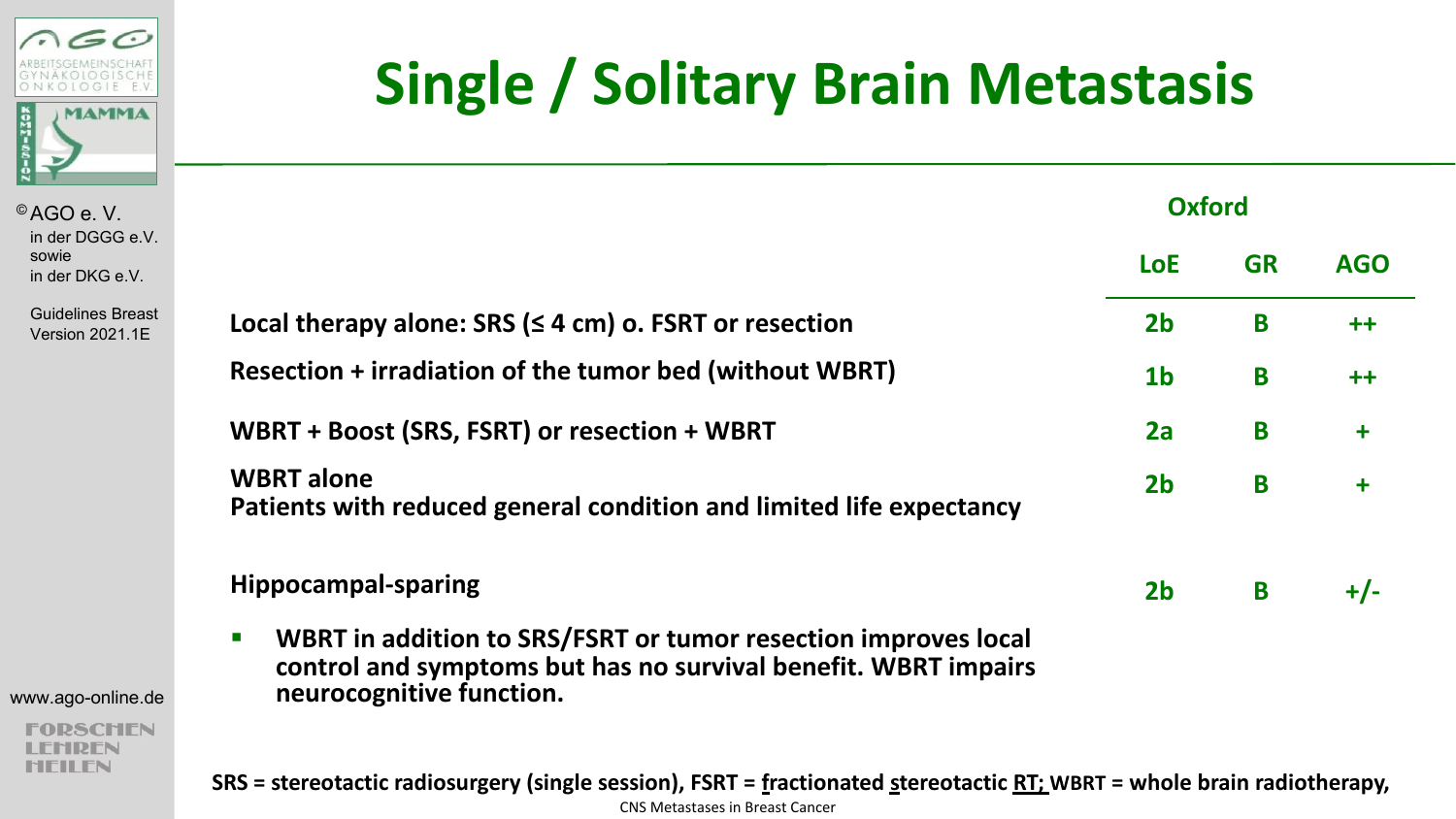# Single / Solitary Brain Metastasis

| | Oxford LoE | Oxford GR | AGO |
|---|---|---|---|
| **Local therapy alone: SRS (≤ 4 cm) o. FSRT or resection** | 2b | B | ++ |
| **Resection + irradiation of the tumor bed (without WBRT)** | 1b | B | ++ |
| **WBRT + Boost (SRS, FSRT) or resection + WBRT** | 2a | B | + |
| **WBRT alone**<br>**Patients with reduced general condition and limited life expectancy** | 2b | B | + |
| **Hippocampal-sparing** | 2b | B | +/- |

- **WBRT in addition to SRS/FSRT or tumor resection improves local control and symptoms but has no survival benefit. WBRT impairs neurocognitive function.**

**SRS = stereotactic radiosurgery (single session), FSRT = fractionated stereotactic RT; WBRT = whole brain radiotherapy,**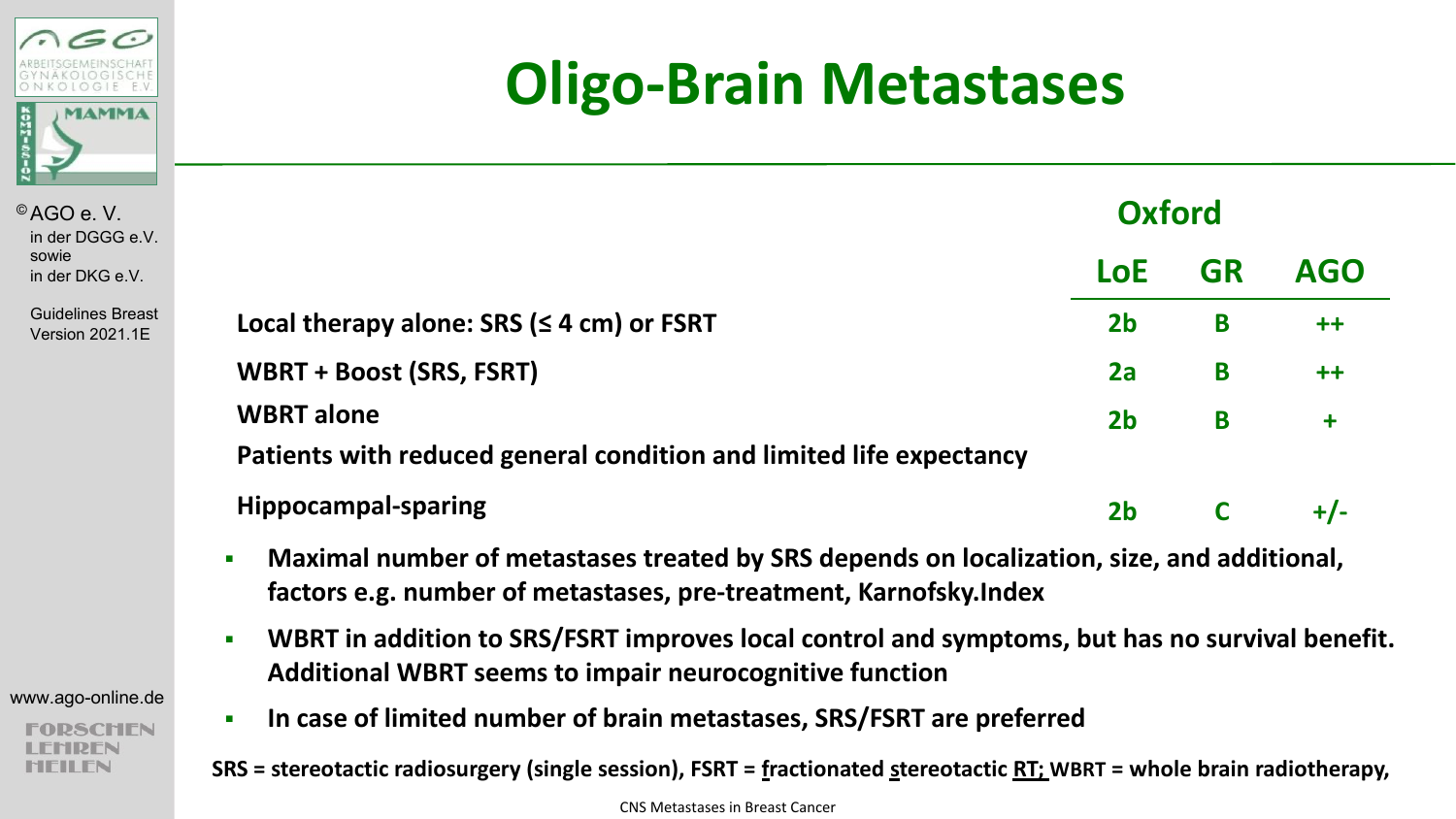# Oligo-Brain Metastases

| | Oxford LoE | Oxford GR | AGO |
|---|---|---|---|
| **Local therapy alone: SRS (≤ 4 cm) or FSRT** | 2b | B | ++ |
| **WBRT + Boost (SRS, FSRT)** | 2a | B | ++ |
| **WBRT alone** <br> **Patients with reduced general condition and limited life expectancy** | 2b | B | + |
| **Hippocampal-sparing** | 2b | C | +/- |

- **Maximal number of metastases treated by SRS depends on localization, size, and additional, factors e.g. number of metastases, pre-treatment, Karnofsky.Index**
- **WBRT in addition to SRS/FSRT improves local control and symptoms, but has no survival benefit. Additional WBRT seems to impair neurocognitive function**
- **In case of limited number of brain metastases, SRS/FSRT are preferred**

**SRS = stereotactic radiosurgery (single session), FSRT = fractionated stereotactic RT; WBRT = whole brain radiotherapy,**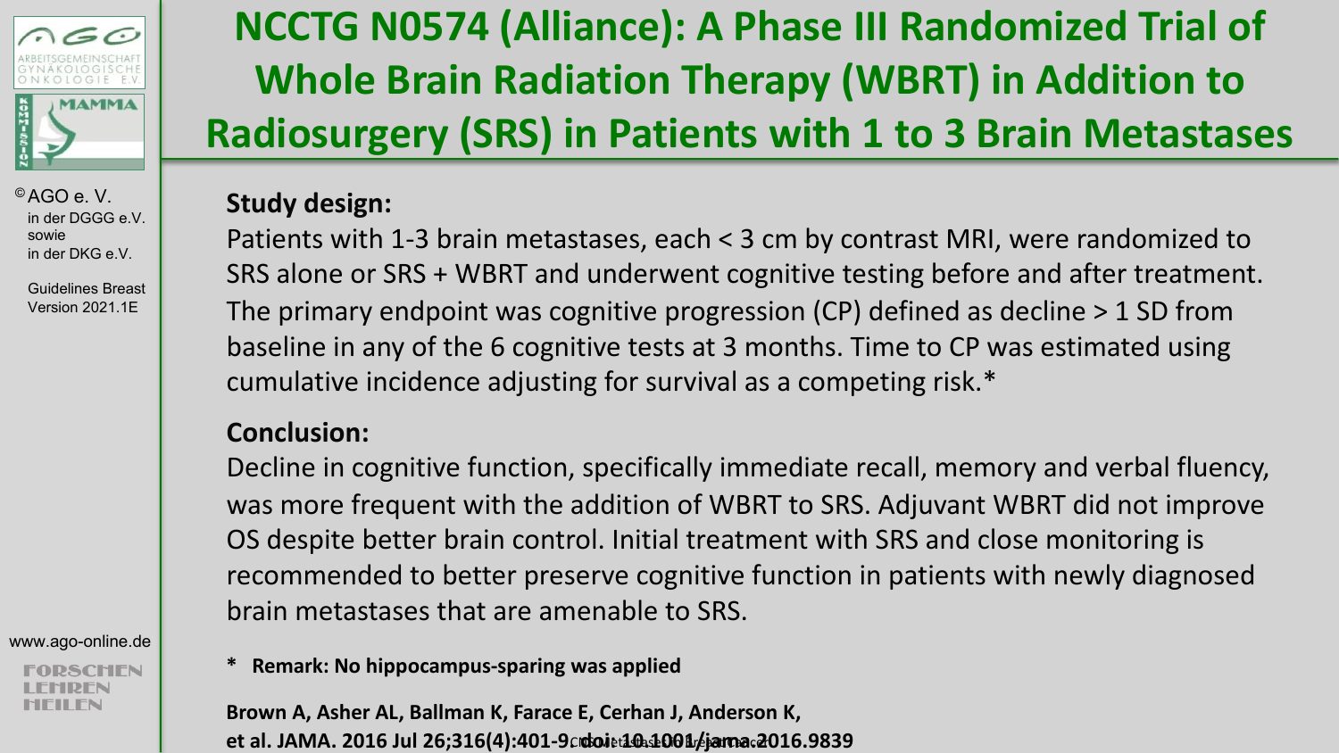# NCCTG N0574 (Alliance): A Phase III Randomized Trial of Whole Brain Radiation Therapy (WBRT) in Addition to Radiosurgery (SRS) in Patients with 1 to 3 Brain Metastases

**Study design:**

Patients with 1-3 brain metastases, each < 3 cm by contrast MRI, were randomized to SRS alone or SRS + WBRT and underwent cognitive testing before and after treatment. The primary endpoint was cognitive progression (CP) defined as decline > 1 SD from baseline in any of the 6 cognitive tests at 3 months. Time to CP was estimated using cumulative incidence adjusting for survival as a competing risk.*

**Conclusion:**

Decline in cognitive function, specifically immediate recall, memory and verbal fluency, was more frequent with the addition of WBRT to SRS. Adjuvant WBRT did not improve OS despite better brain control. Initial treatment with SRS and close monitoring is recommended to better preserve cognitive function in patients with newly diagnosed brain metastases that are amenable to SRS.

**\* Remark: No hippocampus-sparing was applied**

**Brown A, Asher AL, Ballman K, Farace E, Cerhan J, Anderson K, et al. JAMA. 2016 Jul 26;316(4):401-9. doi: 10.1001/jama.2016.9839**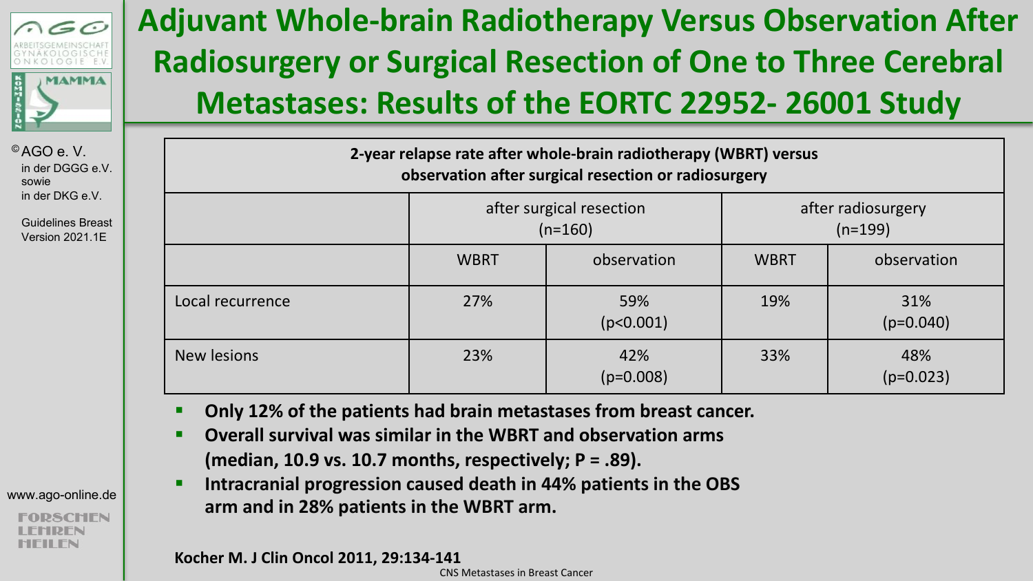# Adjuvant Whole-brain Radiotherapy Versus Observation After Radiosurgery or Surgical Resection of One to Three Cerebral Metastases: Results of the EORTC 22952- 26001 Study

**2-year relapse rate after whole-brain radiotherapy (WBRT) versus observation after surgical resection or radiosurgery**

| | after surgical resection (n=160) | | after radiosurgery (n=199) | |
|---|---|---|---|---|
| | WBRT | observation | WBRT | observation |
| Local recurrence | 27% | 59% ($p<0.001$) | 19% | 31% ($p=0.040$) |
| New lesions | 23% | 42% ($p=0.008$) | 33% | 48% ($p=0.023$) |

- **Only 12% of the patients had brain metastases from breast cancer.**
- **Overall survival was similar in the WBRT and observation arms (median, 10.9 vs. 10.7 months, respectively; P = .89).**
- **Intracranial progression caused death in 44% patients in the OBS arm and in 28% patients in the WBRT arm.**

**Kocher M. J Clin Oncol 2011, 29:134-141**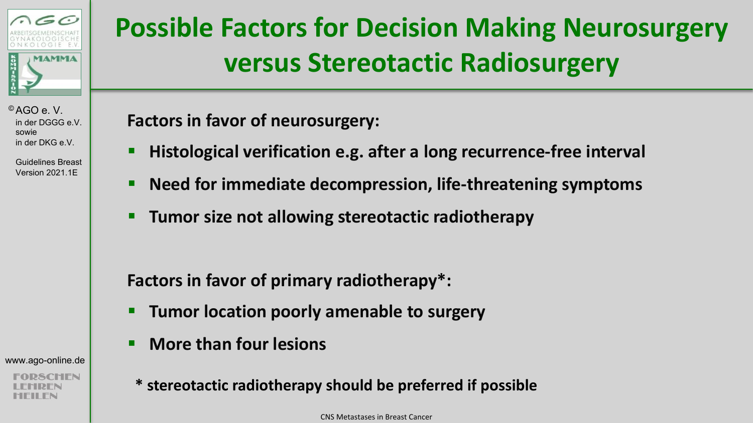# Possible Factors for Decision Making Neurosurgery versus Stereotactic Radiosurgery

**Factors in favor of neurosurgery:**

- **Histological verification e.g. after a long recurrence-free interval**
- **Need for immediate decompression, life-threatening symptoms**
- **Tumor size not allowing stereotactic radiotherapy**

**Factors in favor of primary radiotherapy*:**

- **Tumor location poorly amenable to surgery**
- **More than four lesions**

**\* stereotactic radiotherapy should be preferred if possible**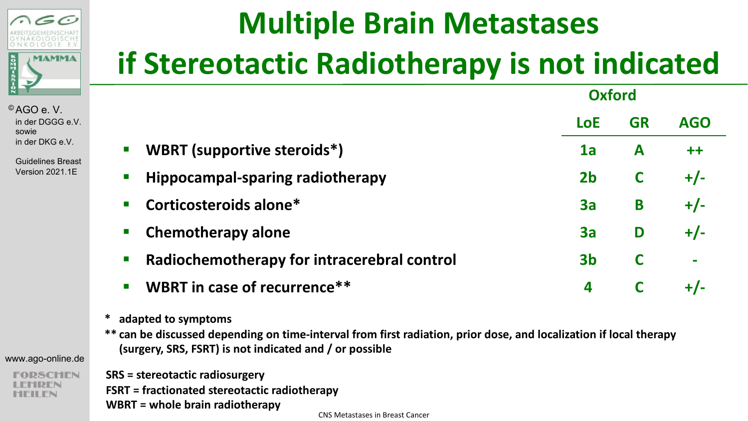# Multiple Brain Metastases if Stereotactic Radiotherapy is not indicated

| | Oxford LoE | Oxford GR | AGO |
|---|---|---|---|
| WBRT (supportive steroids*) | 1a | A | ++ |
| Hippocampal-sparing radiotherapy | 2b | C | +/- |
| Corticosteroids alone* | 3a | B | +/- |
| Chemotherapy alone | 3a | D | +/- |
| Radiochemotherapy for intracerebral control | 3b | C | - |
| WBRT in case of recurrence** | 4 | C | +/- |

\* adapted to symptoms

** can be discussed depending on time-interval from first radiation, prior dose, and localization if local therapy (surgery, SRS, FSRT) is not indicated and / or possible

SRS = stereotactic radiosurgery
FSRT = fractionated stereotactic radiotherapy
WBRT = whole brain radiotherapy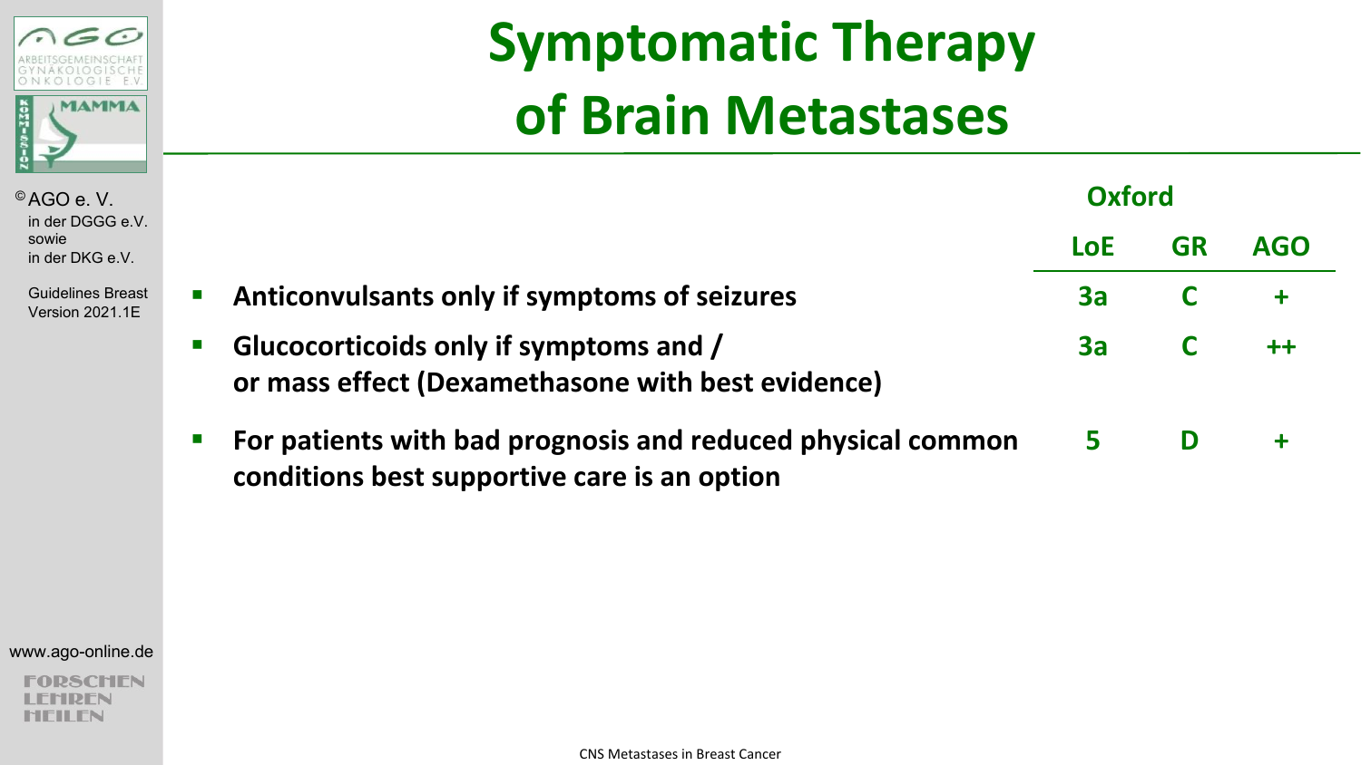# Symptomatic Therapy of Brain Metastases

| | Oxford LoE | Oxford GR | AGO |
|---|---|---|---|
| Anticonvulsants only if symptoms of seizures | 3a | C | + |
| Glucocorticoids only if symptoms and / or mass effect (Dexamethasone with best evidence) | 3a | C | ++ |
| For patients with bad prognosis and reduced physical common conditions best supportive care is an option | 5 | D | + |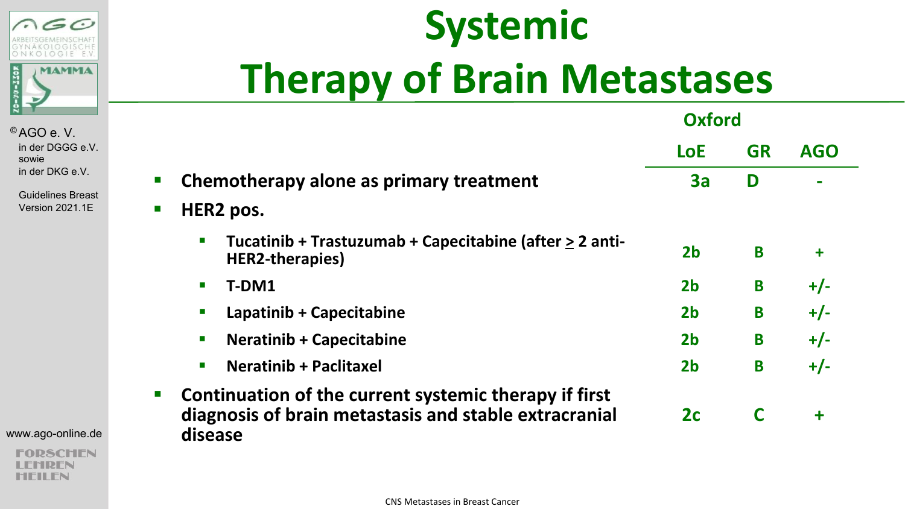# Systemic Therapy of Brain Metastases

| | Oxford LoE | Oxford GR | AGO |
|---|---|---|---|
| **Chemotherapy alone as primary treatment** | 3a | D | - |
| **HER2 pos.** | | | |
| – Tucatinib + Trastuzumab + Capecitabine (after ≥ 2 anti-HER2-therapies) | 2b | B | + |
| – T-DM1 | 2b | B | +/- |
| – Lapatinib + Capecitabine | 2b | B | +/- |
| – Neratinib + Capecitabine | 2b | B | +/- |
| – Neratinib + Paclitaxel | 2b | B | +/- |
| **Continuation of the current systemic therapy if first diagnosis of brain metastasis and stable extracranial disease** | 2c | C | + |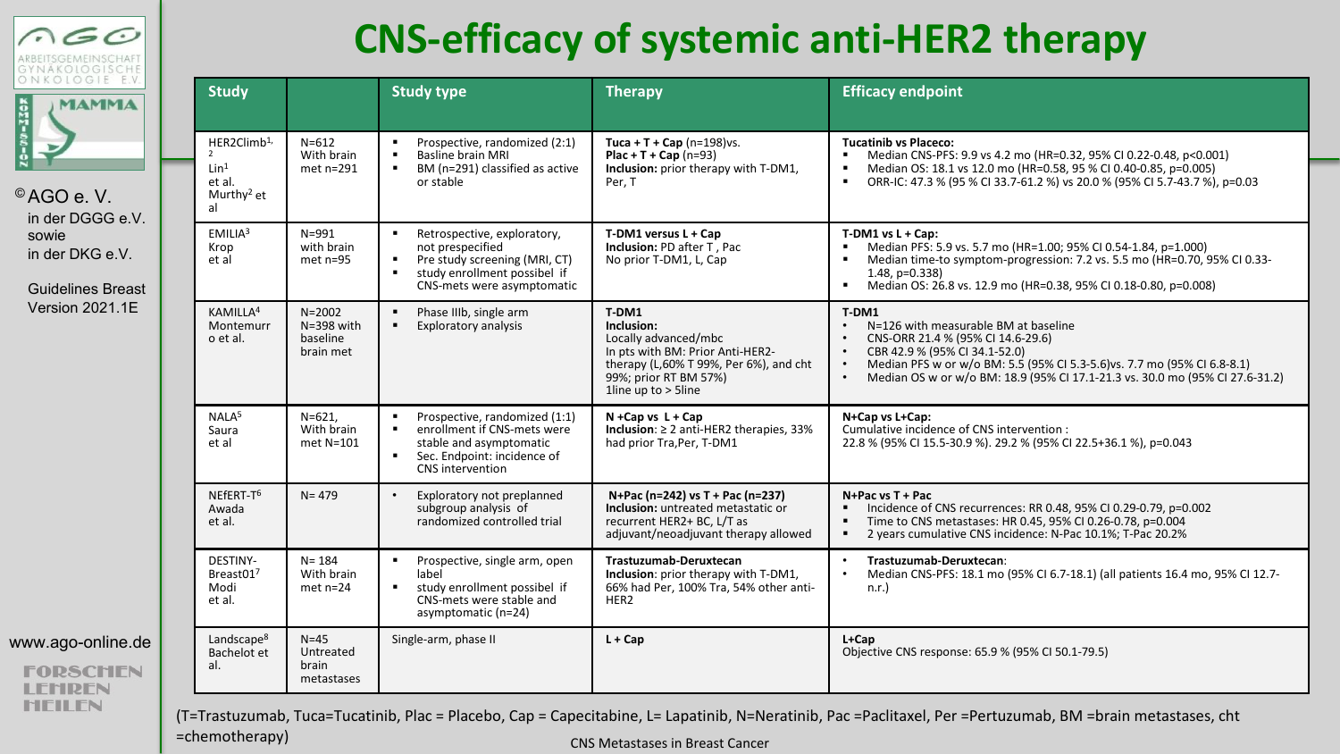# CNS-efficacy of systemic anti-HER2 therapy

| Study | | Study type | Therapy | Efficacy endpoint |
|---|---|---|---|---|
| HER2Climb[1,2] Lin[1] et al. Murthy[2] et al | N=612 With brain met n=291 | ▪ Prospective, randomized (2:1) ▪ Basline brain MRI ▪ BM (n=291) classified as active or stable | **Tuca + T + Cap** (n=198)vs. **Plac + T + Cap** (n=93) **Inclusion:** prior therapy with T-DM1, Per, T | **Tucatinib vs Placeco:** ▪ Median CNS-PFS: 9.9 vs 4.2 mo (HR=0.32, 95% CI 0.22-0.48, p<0.001) ▪ Median OS: 18.1 vs 12.0 mo (HR=0.58, 95 % CI 0.40-0.85, p=0.005) ▪ ORR-IC: 47.3 % (95 % CI 33.7-61.2 %) vs 20.0 % (95% CI 5.7-43.7 %), p=0.03 |
| EMILIA[3] Krop et al | N=991 with brain met n=95 | ▪ Retrospective, exploratory, not prespecified ▪ Pre study screening (MRI, CT) ▪ study enrollment possibel if CNS-mets were asymptomatic | **T-DM1 versus L + Cap** **Inclusion:** PD after T , Pac No prior T-DM1, L, Cap | **T-DM1 vs L + Cap:** ▪ Median PFS: 5.9 vs. 5.7 mo (HR=1.00; 95% CI 0.54-1.84, p=1.000) ▪ Median time-to symptom-progression: 7.2 vs. 5.5 mo (HR=0.70, 95% CI 0.33-1.48, p=0.338) ▪ Median OS: 26.8 vs. 12.9 mo (HR=0.38, 95% CI 0.18-0.80, p=0.008) |
| KAMILLA[4] Montemurr o et al. | N=2002 N=398 with baseline brain met | ▪ Phase IIIb, single arm ▪ Exploratory analysis | **T-DM1** **Inclusion:** Locally advanced/mbc In pts with BM: Prior Anti-HER2-therapy (L,60% T 99%, Per 6%), and cht 99%; prior RT BM 57%) 1line up to > 5line | **T-DM1** • N=126 with measurable BM at baseline • CNS-ORR 21.4 % (95% CI 14.6-29.6) • CBR 42.9 % (95% CI 34.1-52.0) • Median PFS w or w/o BM: 5.5 (95% CI 5.3-5.6)vs. 7.7 mo (95% CI 6.8-8.1) • Median OS w or w/o BM: 18.9 (95% CI 17.1-21.3 vs. 30.0 mo (95% CI 27.6-31.2) |
| NALA[5] Saura et al | N=621, With brain met N=101 | ▪ Prospective, randomized (1:1) ▪ enrollment if CNS-mets were stable and asymptomatic ▪ Sec. Endpoint: incidence of CNS intervention | **N +Cap vs L + Cap** **Inclusion**: ≥ 2 anti-HER2 therapies, 33% had prior Tra,Per, T-DM1 | **N+Cap vs L+Cap:** Cumulative incidence of CNS intervention : 22.8 % (95% CI 15.5-30.9 %). 29.2 % (95% CI 22.5+36.1 %), p=0.043 |
| NEfERT-T[6] Awada et al. | N= 479 | • Exploratory not preplanned subgroup analysis of randomized controlled trial | **N+Pac (n=242) vs T + Pac (n=237)** **Inclusion:** untreated metastatic or recurrent HER2+ BC, L/T as adjuvant/neoadjuvant therapy allowed | **N+Pac vs T + Pac** ▪ Incidence of CNS recurrences: RR 0.48, 95% CI 0.29-0.79, p=0.002 ▪ Time to CNS metastases: HR 0.45, 95% CI 0.26-0.78, p=0.004 ▪ 2 years cumulative CNS incidence: N-Pac 10.1%; T-Pac 20.2% |
| DESTINY-Breast01[7] Modi et al. | N= 184 With brain met n=24 | ▪ Prospective, single arm, open label ▪ study enrollment possibel if CNS-mets were stable and asymptomatic (n=24) | **Trastuzumab-Deruxtecan** **Inclusion**: prior therapy with T-DM1, 66% had Per, 100% Tra, 54% other anti-HER2 | • **Trastuzumab-Deruxtecan**: • Median CNS-PFS: 18.1 mo (95% CI 6.7-18.1) (all patients 16.4 mo, 95% CI 12.7-n.r.) |
| Landscape[8] Bachelot et al. | N=45 Untreated brain metastases | Single-arm, phase II | **L + Cap** | **L+Cap** Objective CNS response: 65.9 % (95% CI 50.1-79.5) |

(T=Trastuzumab, Tuca=Tucatinib, Plac = Placebo, Cap = Capecitabine, L= Lapatinib, N=Neratinib, Pac =Paclitaxel, Per =Pertuzumab, BM =brain metastases, cht =chemotherapy)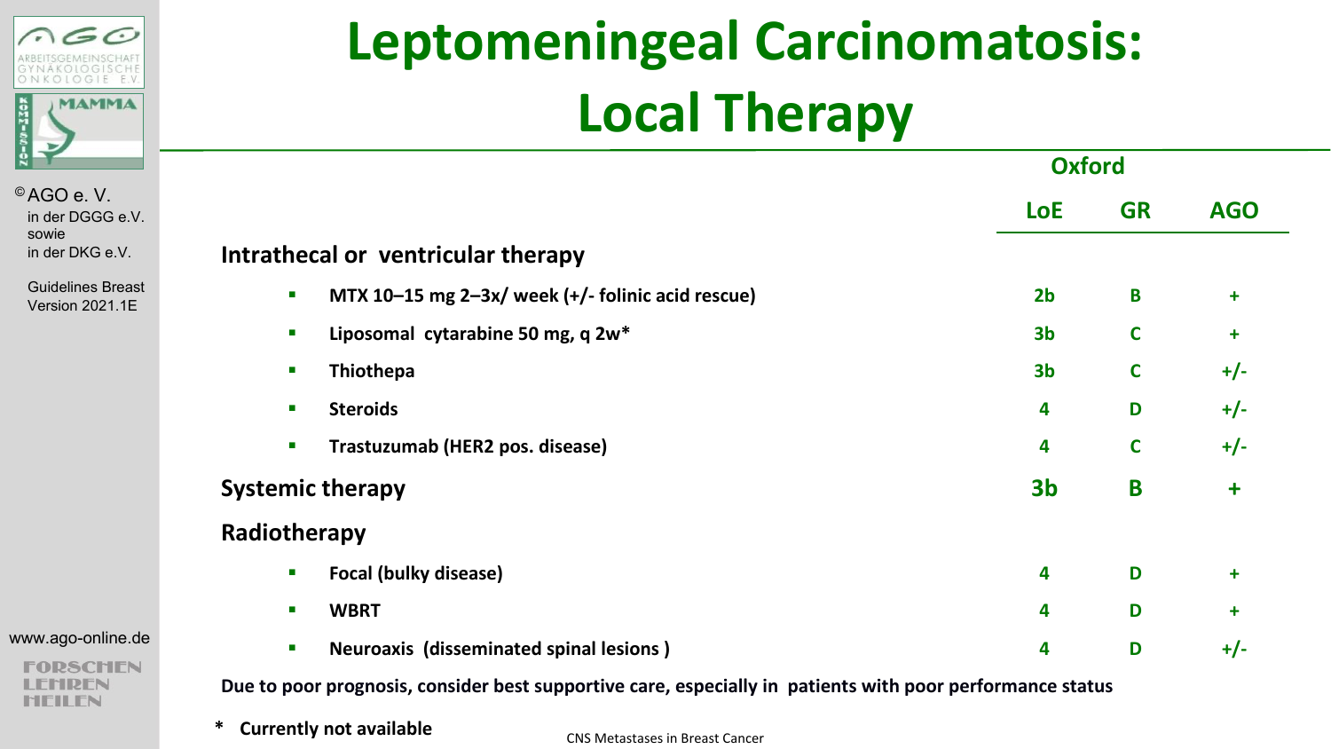# Leptomeningeal Carcinomatosis: Local Therapy

| | Oxford LoE | Oxford GR | AGO |
|---|---|---|---|
| **Intrathecal or ventricular therapy** | | | |
| ▪ MTX 10–15 mg 2–3x/ week (+/- folinic acid rescue) | 2b | B | + |
| ▪ Liposomal cytarabine 50 mg, q 2w* | 3b | C | + |
| ▪ Thiothepa | 3b | C | +/- |
| ▪ Steroids | 4 | D | +/- |
| ▪ Trastuzumab (HER2 pos. disease) | 4 | C | +/- |
| **Systemic therapy** | 3b | B | + |
| **Radiotherapy** | | | |
| ▪ Focal (bulky disease) | 4 | D | + |
| ▪ WBRT | 4 | D | + |
| ▪ Neuroaxis (disseminated spinal lesions ) | 4 | D | +/- |

**Due to poor prognosis, consider best supportive care, especially in patients with poor performance status**

**\* Currently not available**